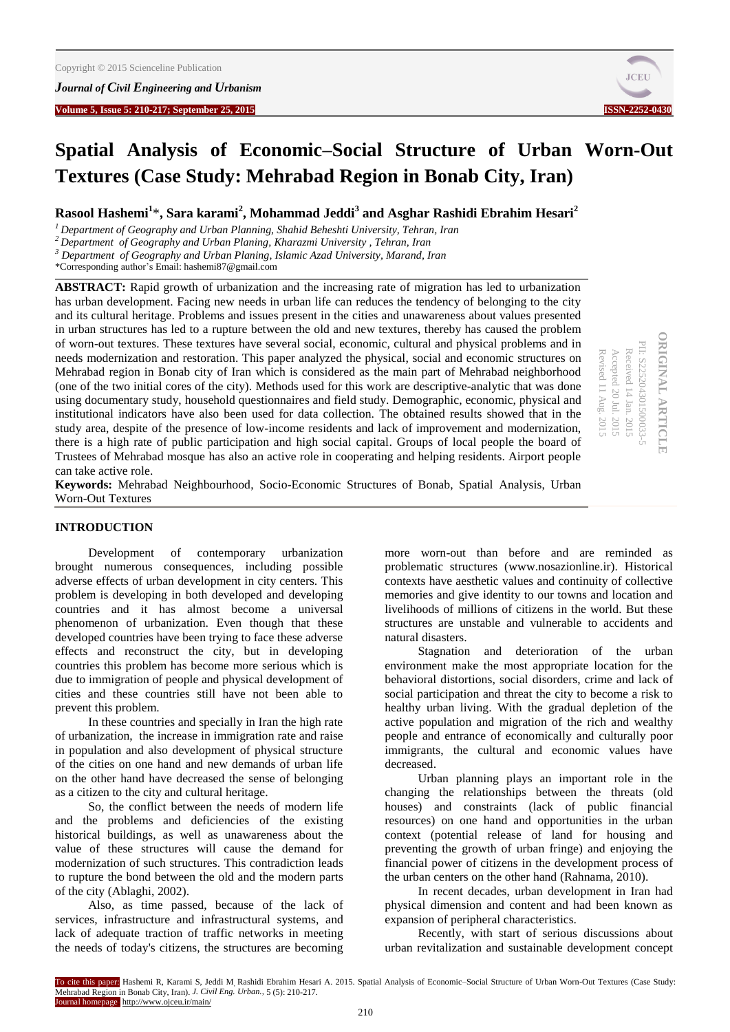# Spatial Analysis of Economic–Social Structure of Urban Worn-Out Textures (Case Study: Mehrabad Region in Bonab City, Iran)

**Rasool Hashemi[1]\*, Sara karami[2], Mohammad Jeddi[3] and Asghar Rashidi Ebrahim Hesari[2]**

[1] *Department of Geography and Urban Planning, Shahid Beheshti University, Tehran, Iran*
[2] *Department of Geography and Urban Planing, Kharazmi University , Tehran, Iran*
[3] *Department of Geography and Urban Planing, Islamic Azad University, Marand, Iran*
\*Corresponding author's Email: hashemi87@gmail.com

ORIGINAL ARTICLE
PII: S225204301500033-5
Received 14 Jan. 2015
Accepted 20 Jul. 2015
Revised 11 Aug. 2015

**ABSTRACT:** Rapid growth of urbanization and the increasing rate of migration has led to urbanization has urban development. Facing new needs in urban life can reduces the tendency of belonging to the city and its cultural heritage. Problems and issues present in the cities and unawareness about values presented in urban structures has led to a rupture between the old and new textures, thereby has caused the problem of worn-out textures. These textures have several social, economic, cultural and physical problems and in needs modernization and restoration. This paper analyzed the physical, social and economic structures on Mehrabad region in Bonab city of Iran which is considered as the main part of Mehrabad neighborhood (one of the two initial cores of the city). Methods used for this work are descriptive-analytic that was done using documentary study, household questionnaires and field study. Demographic, economic, physical and institutional indicators have also been used for data collection. The obtained results showed that in the study area, despite of the presence of low-income residents and lack of improvement and modernization, there is a high rate of public participation and high social capital. Groups of local people the board of Trustees of Mehrabad mosque has also an active role in cooperating and helping residents. Airport people can take active role.

**Keywords:** Mehrabad Neighbourhood, Socio-Economic Structures of Bonab, Spatial Analysis, Urban Worn-Out Textures

## INTRODUCTION

Development of contemporary urbanization brought numerous consequences, including possible adverse effects of urban development in city centers. This problem is developing in both developed and developing countries and it has almost become a universal phenomenon of urbanization. Even though that these developed countries have been trying to face these adverse effects and reconstruct the city, but in developing countries this problem has become more serious which is due to immigration of people and physical development of cities and these countries still have not been able to prevent this problem.

In these countries and specially in Iran the high rate of urbanization, the increase in immigration rate and raise in population and also development of physical structure of the cities on one hand and new demands of urban life on the other hand have decreased the sense of belonging as a citizen to the city and cultural heritage.

So, the conflict between the needs of modern life and the problems and deficiencies of the existing historical buildings, as well as unawareness about the value of these structures will cause the demand for modernization of such structures. This contradiction leads to rupture the bond between the old and the modern parts of the city (Ablaghi, 2002).

Also, as time passed, because of the lack of services, infrastructure and infrastructural systems, and lack of adequate traction of traffic networks in meeting the needs of today's citizens, the structures are becoming more worn-out than before and are reminded as problematic structures (www.nosazionline.ir). Historical contexts have aesthetic values and continuity of collective memories and give identity to our towns and location and livelihoods of millions of citizens in the world. But these structures are unstable and vulnerable to accidents and natural disasters.

Stagnation and deterioration of the urban environment make the most appropriate location for the behavioral distortions, social disorders, crime and lack of social participation and threat the city to become a risk to healthy urban living. With the gradual depletion of the active population and migration of the rich and wealthy people and entrance of economically and culturally poor immigrants, the cultural and economic values have decreased.

Urban planning plays an important role in the changing the relationships between the threats (old houses) and constraints (lack of public financial resources) on one hand and opportunities in the urban context (potential release of land for housing and preventing the growth of urban fringe) and enjoying the financial power of citizens in the development process of the urban centers on the other hand (Rahnama, 2010).

In recent decades, urban development in Iran had physical dimension and content and had been known as expansion of peripheral characteristics.

Recently, with start of serious discussions about urban revitalization and sustainable development concept

To cite this paper: Hashemi R, Karami S, Jeddi M, Rashidi Ebrahim Hesari A. 2015. Spatial Analysis of Economic–Social Structure of Urban Worn-Out Textures (Case Study: Mehrabad Region in Bonab City, Iran). *J. Civil Eng. Urban.*, 5 (5): 210-217.
Journal homepage: http://www.ojceu.ir/main/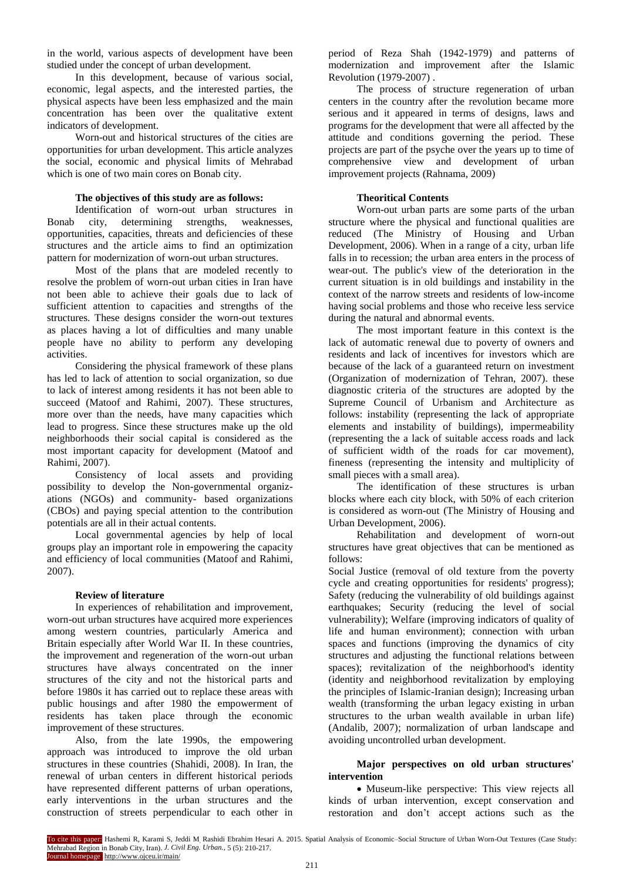in the world, various aspects of development have been studied under the concept of urban development.

In this development, because of various social, economic, legal aspects, and the interested parties, the physical aspects have been less emphasized and the main concentration has been over the qualitative extent indicators of development.

Worn-out and historical structures of the cities are opportunities for urban development. This article analyzes the social, economic and physical limits of Mehrabad which is one of two main cores on Bonab city.

**The objectives of this study are as follows:**

Identification of worn-out urban structures in Bonab city, determining strengths, weaknesses, opportunities, capacities, threats and deficiencies of these structures and the article aims to find an optimization pattern for modernization of worn-out urban structures.

Most of the plans that are modeled recently to resolve the problem of worn-out urban cities in Iran have not been able to achieve their goals due to lack of sufficient attention to capacities and strengths of the structures. These designs consider the worn-out textures as places having a lot of difficulties and many unable people have no ability to perform any developing activities.

Considering the physical framework of these plans has led to lack of attention to social organization, so due to lack of interest among residents it has not been able to succeed (Matoof and Rahimi, 2007). These structures, more over than the needs, have many capacities which lead to progress. Since these structures make up the old neighborhoods their social capital is considered as the most important capacity for development (Matoof and Rahimi, 2007).

Consistency of local assets and providing possibility to develop the Non-governmental organizations (NGOs) and community- based organizations (CBOs) and paying special attention to the contribution potentials are all in their actual contents.

Local governmental agencies by help of local groups play an important role in empowering the capacity and efficiency of local communities (Matoof and Rahimi, 2007).

**Review of literature**

In experiences of rehabilitation and improvement, worn-out urban structures have acquired more experiences among western countries, particularly America and Britain especially after World War II. In these countries, the improvement and regeneration of the worn-out urban structures have always concentrated on the inner structures of the city and not the historical parts and before 1980s it has carried out to replace these areas with public housings and after 1980 the empowerment of residents has taken place through the economic improvement of these structures.

Also, from the late 1990s, the empowering approach was introduced to improve the old urban structures in these countries (Shahidi, 2008). In Iran, the renewal of urban centers in different historical periods have represented different patterns of urban operations, early interventions in the urban structures and the construction of streets perpendicular to each other in period of Reza Shah (1942-1979) and patterns of modernization and improvement after the Islamic Revolution (1979-2007) .

The process of structure regeneration of urban centers in the country after the revolution became more serious and it appeared in terms of designs, laws and programs for the development that were all affected by the attitude and conditions governing the period. These projects are part of the psyche over the years up to time of comprehensive view and development of urban improvement projects (Rahnama, 2009)

**Theoritical Contents**

Worn-out urban parts are some parts of the urban structure where the physical and functional qualities are reduced (The Ministry of Housing and Urban Development, 2006). When in a range of a city, urban life falls in to recession; the urban area enters in the process of wear-out. The public's view of the deterioration in the current situation is in old buildings and instability in the context of the narrow streets and residents of low-income having social problems and those who receive less service during the natural and abnormal events.

The most important feature in this context is the lack of automatic renewal due to poverty of owners and residents and lack of incentives for investors which are because of the lack of a guaranteed return on investment (Organization of modernization of Tehran, 2007). these diagnostic criteria of the structures are adopted by the Supreme Council of Urbanism and Architecture as follows: instability (representing the lack of appropriate elements and instability of buildings), impermeability (representing the a lack of suitable access roads and lack of sufficient width of the roads for car movement), fineness (representing the intensity and multiplicity of small pieces with a small area).

The identification of these structures is urban blocks where each city block, with 50% of each criterion is considered as worn-out (The Ministry of Housing and Urban Development, 2006).

Rehabilitation and development of worn-out structures have great objectives that can be mentioned as follows:

Social Justice (removal of old texture from the poverty cycle and creating opportunities for residents' progress); Safety (reducing the vulnerability of old buildings against earthquakes; Security (reducing the level of social vulnerability); Welfare (improving indicators of quality of life and human environment); connection with urban spaces and functions (improving the dynamics of city structures and adjusting the functional relations between spaces); revitalization of the neighborhood's identity (identity and neighborhood revitalization by employing the principles of Islamic-Iranian design); Increasing urban wealth (transforming the urban legacy existing in urban structures to the urban wealth available in urban life) (Andalib, 2007); normalization of urban landscape and avoiding uncontrolled urban development.

**Major perspectives on old urban structures' intervention**

- Museum-like perspective: This view rejects all kinds of urban intervention, except conservation and restoration and don't accept actions such as the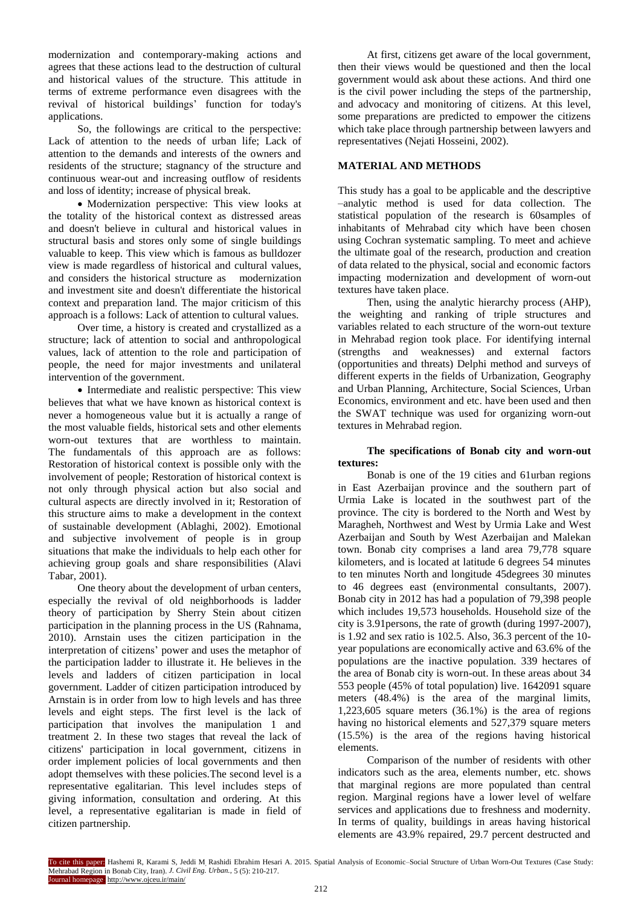modernization and contemporary-making actions and agrees that these actions lead to the destruction of cultural and historical values of the structure. This attitude in terms of extreme performance even disagrees with the revival of historical buildings' function for today's applications.

So, the followings are critical to the perspective: Lack of attention to the needs of urban life; Lack of attention to the demands and interests of the owners and residents of the structure; stagnancy of the structure and continuous wear-out and increasing outflow of residents and loss of identity; increase of physical break.

- Modernization perspective: This view looks at the totality of the historical context as distressed areas and doesn't believe in cultural and historical values in structural basis and stores only some of single buildings valuable to keep. This view which is famous as bulldozer view is made regardless of historical and cultural values, and considers the historical structure as modernization and investment site and doesn't differentiate the historical context and preparation land. The major criticism of this approach is a follows: Lack of attention to cultural values.

Over time, a history is created and crystallized as a structure; lack of attention to social and anthropological values, lack of attention to the role and participation of people, the need for major investments and unilateral intervention of the government.

- Intermediate and realistic perspective: This view believes that what we have known as historical context is never a homogeneous value but it is actually a range of the most valuable fields, historical sets and other elements worn-out textures that are worthless to maintain. The fundamentals of this approach are as follows: Restoration of historical context is possible only with the involvement of people; Restoration of historical context is not only through physical action but also social and cultural aspects are directly involved in it; Restoration of this structure aims to make a development in the context of sustainable development (Ablaghi, 2002). Emotional and subjective involvement of people is in group situations that make the individuals to help each other for achieving group goals and share responsibilities (Alavi Tabar, 2001).

One theory about the development of urban centers, especially the revival of old neighborhoods is ladder theory of participation by Sherry Stein about citizen participation in the planning process in the US (Rahnama, 2010). Arnstain uses the citizen participation in the interpretation of citizens' power and uses the metaphor of the participation ladder to illustrate it. He believes in the levels and ladders of citizen participation in local government. Ladder of citizen participation introduced by Arnstain is in order from low to high levels and has three levels and eight steps. The first level is the lack of participation that involves the manipulation 1 and treatment 2. In these two stages that reveal the lack of citizens' participation in local government, citizens in order implement policies of local governments and then adopt themselves with these policies.The second level is a representative egalitarian. This level includes steps of giving information, consultation and ordering. At this level, a representative egalitarian is made in field of citizen partnership.

At first, citizens get aware of the local government, then their views would be questioned and then the local government would ask about these actions. And third one is the civil power including the steps of the partnership, and advocacy and monitoring of citizens. At this level, some preparations are predicted to empower the citizens which take place through partnership between lawyers and representatives (Nejati Hosseini, 2002).

## MATERIAL AND METHODS

This study has a goal to be applicable and the descriptive –analytic method is used for data collection. The statistical population of the research is 60samples of inhabitants of Mehrabad city which have been chosen using Cochran systematic sampling. To meet and achieve the ultimate goal of the research, production and creation of data related to the physical, social and economic factors impacting modernization and development of worn-out textures have taken place.

Then, using the analytic hierarchy process (AHP), the weighting and ranking of triple structures and variables related to each structure of the worn-out texture in Mehrabad region took place. For identifying internal (strengths and weaknesses) and external factors (opportunities and threats) Delphi method and surveys of different experts in the fields of Urbanization, Geography and Urban Planning, Architecture, Social Sciences, Urban Economics, environment and etc. have been used and then the SWAT technique was used for organizing worn-out textures in Mehrabad region.

### The specifications of Bonab city and worn-out textures:

Bonab is one of the 19 cities and 61urban regions in East Azerbaijan province and the southern part of Urmia Lake is located in the southwest part of the province. The city is bordered to the North and West by Maragheh, Northwest and West by Urmia Lake and West Azerbaijan and South by West Azerbaijan and Malekan town. Bonab city comprises a land area 79,778 square kilometers, and is located at latitude 6 degrees 54 minutes to ten minutes North and longitude 45degrees 30 minutes to 46 degrees east (environmental consultants, 2007). Bonab city in 2012 has had a population of 79,398 people which includes 19,573 households. Household size of the city is 3.91persons, the rate of growth (during 1997-2007), is 1.92 and sex ratio is 102.5. Also, 36.3 percent of the 10-year populations are economically active and 63.6% of the populations are the inactive population. 339 hectares of the area of Bonab city is worn-out. In these areas about 34 553 people (45% of total population) live. 1642091 square meters (48.4%) is the area of the marginal limits, 1,223,605 square meters (36.1%) is the area of regions having no historical elements and 527,379 square meters (15.5%) is the area of the regions having historical elements.

Comparison of the number of residents with other indicators such as the area, elements number, etc. shows that marginal regions are more populated than central region. Marginal regions have a lower level of welfare services and applications due to freshness and modernity. In terms of quality, buildings in areas having historical elements are 43.9% repaired, 29.7 percent destructed and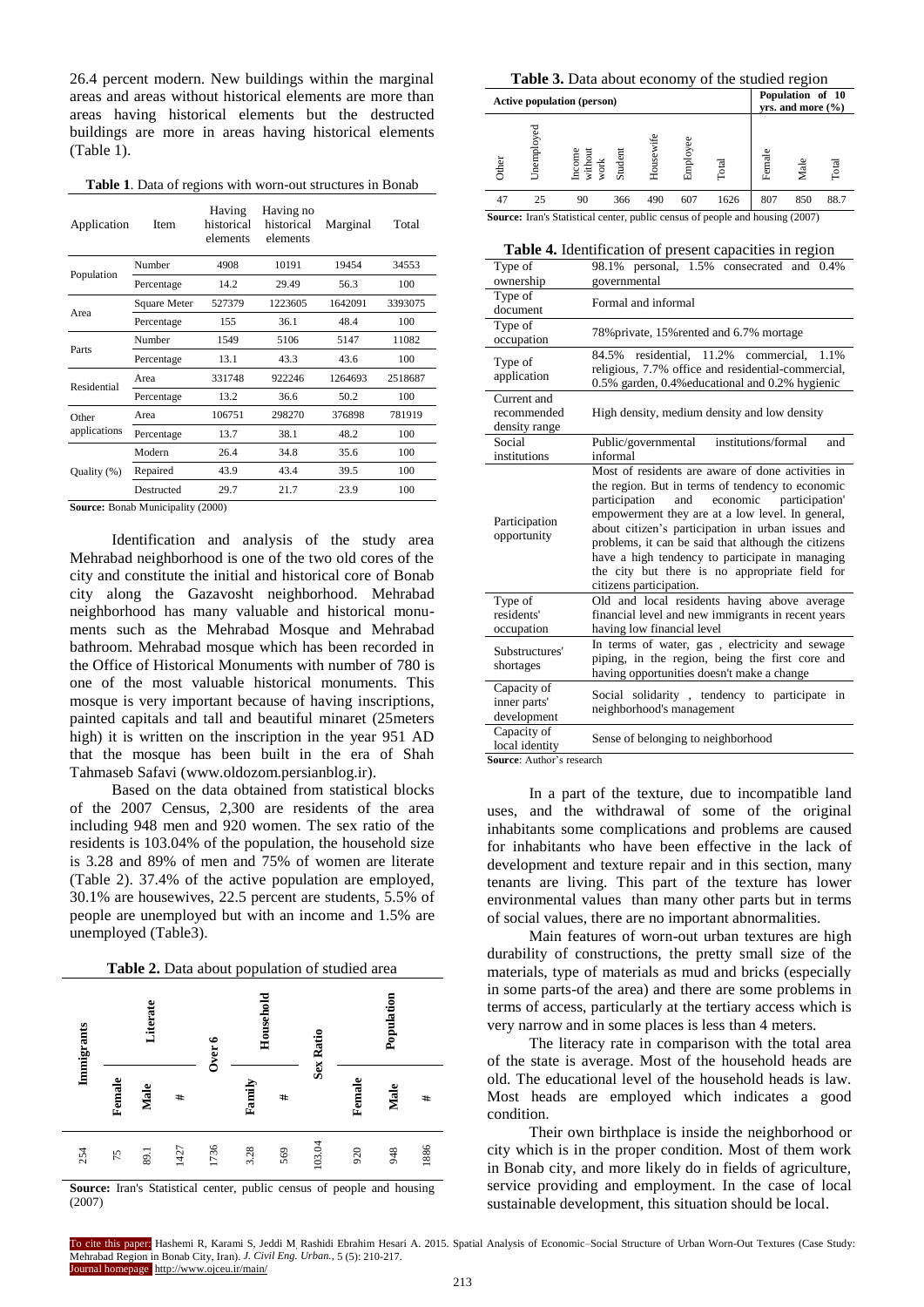26.4 percent modern. New buildings within the marginal areas and areas without historical elements are more than areas having historical elements but the destructed buildings are more in areas having historical elements (Table 1).

**Table 1**. Data of regions with worn-out structures in Bonab

| Application | Item | Having historical elements | Having no historical elements | Marginal | Total |
|---|---|---|---|---|---|
| Population | Number | 4908 | 10191 | 19454 | 34553 |
| | Percentage | 14.2 | 29.49 | 56.3 | 100 |
| Area | Square Meter | 527379 | 1223605 | 1642091 | 3393075 |
| | Percentage | 155 | 36.1 | 48.4 | 100 |
| Parts | Number | 1549 | 5106 | 5147 | 11082 |
| | Percentage | 13.1 | 43.3 | 43.6 | 100 |
| Residential | Area | 331748 | 922246 | 1264693 | 2518687 |
| | Percentage | 13.2 | 36.6 | 50.2 | 100 |
| Other applications | Area | 106751 | 298270 | 376898 | 781919 |
| | Percentage | 13.7 | 38.1 | 48.2 | 100 |
| Quality (%) | Modern | 26.4 | 34.8 | 35.6 | 100 |
| | Repaired | 43.9 | 43.4 | 39.5 | 100 |
| | Destructed | 29.7 | 21.7 | 23.9 | 100 |

**Source:** Bonab Municipality (2000)

Identification and analysis of the study area Mehrabad neighborhood is one of the two old cores of the city and constitute the initial and historical core of Bonab city along the Gazavosht neighborhood. Mehrabad neighborhood has many valuable and historical monuments such as the Mehrabad Mosque and Mehrabad bathroom. Mehrabad mosque which has been recorded in the Office of Historical Monuments with number of 780 is one of the most valuable historical monuments. This mosque is very important because of having inscriptions, painted capitals and tall and beautiful minaret (25meters high) it is written on the inscription in the year 951 AD that the mosque has been built in the era of Shah Tahmaseb Safavi (www.oldozom.persianblog.ir).

Based on the data obtained from statistical blocks of the 2007 Census, 2,300 are residents of the area including 948 men and 920 women. The sex ratio of the residents is 103.04% of the population, the household size is 3.28 and 89% of men and 75% of women are literate (Table 2). 37.4% of the active population are employed, 30.1% are housewives, 22.5 percent are students, 5.5% of people are unemployed but with an income and 1.5% are unemployed (Table3).

**Table 2.** Data about population of studied area

| Immigrants | Literate | | | Over 6 | Household | | Sex Ratio | Population | | |
|---|---|---|---|---|---|---|---|---|---|---|
| | Female | Male | # | | Family | # | | Female | Male | # |
| 254 | 75 | 89.1 | 1427 | 1736 | 3.28 | 569 | 103.04 | 920 | 948 | 1886 |

**Source:** Iran's Statistical center, public census of people and housing (2007)

**Table 3.** Data about economy of the studied region

| Active population (person) | | | | | | | Population of 10 yrs. and more (%) | | |
|---|---|---|---|---|---|---|---|---|---|
| Other | Unemployed | Income without work | Student | Housewife | Employee | Total | Female | Male | Total |
| 47 | 25 | 90 | 366 | 490 | 607 | 1626 | 807 | 850 | 88.7 |

**Source:** Iran's Statistical center, public census of people and housing (2007)

**Table 4.** Identification of present capacities in region

| | |
|---|---|
| Type of ownership | 98.1% personal, 1.5% consecrated and 0.4% governmental |
| Type of document | Formal and informal |
| Type of occupation | 78%private, 15%rented and 6.7% mortage |
| Type of application | 84.5% residential, 11.2% commercial, 1.1% religious, 7.7% office and residential-commercial, 0.5% garden, 0.4%educational and 0.2% hygienic |
| Current and recommended density range | High density, medium density and low density |
| Social institutions | Public/governmental institutions/formal and informal |
| Participation opportunity | Most of residents are aware of done activities in the region. But in terms of tendency to economic participation and economic participation' empowerment they are at a low level. In general, about citizen's participation in urban issues and problems, it can be said that although the citizens have a high tendency to participate in managing the city but there is no appropriate field for citizens participation. |
| Type of residents' occupation | Old and local residents having above average financial level and new immigrants in recent years having low financial level |
| Substructures' shortages | In terms of water, gas , electricity and sewage piping, in the region, being the first core and having opportunities doesn't make a change |
| Capacity of inner parts' development | Social solidarity , tendency to participate in neighborhood's management |
| Capacity of local identity | Sense of belonging to neighborhood |

**Source**: Author's research

In a part of the texture, due to incompatible land uses, and the withdrawal of some of the original inhabitants some complications and problems are caused for inhabitants who have been effective in the lack of development and texture repair and in this section, many tenants are living. This part of the texture has lower environmental values than many other parts but in terms of social values, there are no important abnormalities.

Main features of worn-out urban textures are high durability of constructions, the pretty small size of the materials, type of materials as mud and bricks (especially in some parts-of the area) and there are some problems in terms of access, particularly at the tertiary access which is very narrow and in some places is less than 4 meters.

The literacy rate in comparison with the total area of the state is average. Most of the household heads are old. The educational level of the household heads is law. Most heads are employed which indicates a good condition.

Their own birthplace is inside the neighborhood or city which is in the proper condition. Most of them work in Bonab city, and more likely do in fields of agriculture, service providing and employment. In the case of local sustainable development, this situation should be local.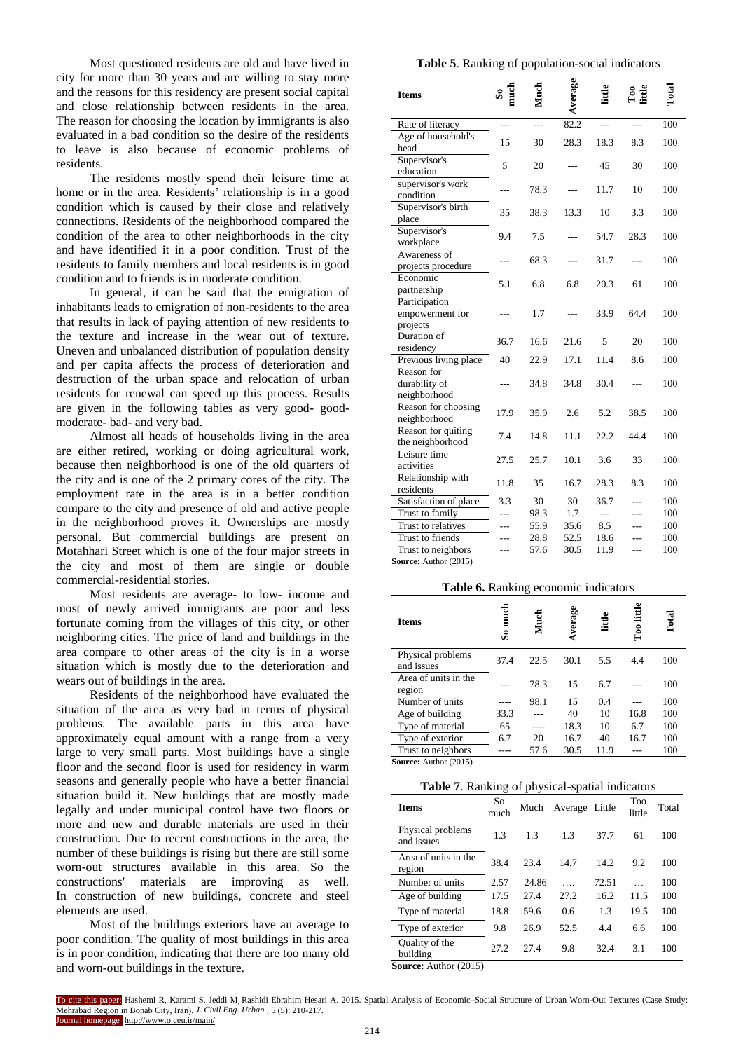Most questioned residents are old and have lived in city for more than 30 years and are willing to stay more and the reasons for this residency are present social capital and close relationship between residents in the area. The reason for choosing the location by immigrants is also evaluated in a bad condition so the desire of the residents to leave is also because of economic problems of residents.

The residents mostly spend their leisure time at home or in the area. Residents' relationship is in a good condition which is caused by their close and relatively connections. Residents of the neighborhood compared the condition of the area to other neighborhoods in the city and have identified it in a poor condition. Trust of the residents to family members and local residents is in good condition and to friends is in moderate condition.

In general, it can be said that the emigration of inhabitants leads to emigration of non-residents to the area that results in lack of paying attention of new residents to the texture and increase in the wear out of texture. Uneven and unbalanced distribution of population density and per capita affects the process of deterioration and destruction of the urban space and relocation of urban residents for renewal can speed up this process. Results are given in the following tables as very good- good- moderate- bad- and very bad.

Almost all heads of households living in the area are either retired, working or doing agricultural work, because then neighborhood is one of the old quarters of the city and is one of the 2 primary cores of the city. The employment rate in the area is in a better condition compare to the city and presence of old and active people in the neighborhood proves it. Ownerships are mostly personal. But commercial buildings are present on Motahhari Street which is one of the four major streets in the city and most of them are single or double commercial-residential stories.

Most residents are average- to low- income and most of newly arrived immigrants are poor and less fortunate coming from the villages of this city, or other neighboring cities. The price of land and buildings in the area compare to other areas of the city is in a worse situation which is mostly due to the deterioration and wears out of buildings in the area.

Residents of the neighborhood have evaluated the situation of the area as very bad in terms of physical problems. The available parts in this area have approximately equal amount with a range from a very large to very small parts. Most buildings have a single floor and the second floor is used for residency in warm seasons and generally people who have a better financial situation build it. New buildings that are mostly made legally and under municipal control have two floors or more and new and durable materials are used in their construction. Due to recent constructions in the area, the number of these buildings is rising but there are still some worn-out structures available in this area. So the constructions' materials are improving as well. In construction of new buildings, concrete and steel elements are used.

Most of the buildings exteriors have an average to poor condition. The quality of most buildings in this area is in poor condition, indicating that there are too many old and worn-out buildings in the texture.

**Table 5**. Ranking of population-social indicators

| Items | So much | Much | Average | little | Too little | Total |
|---|---|---|---|---|---|---|
| Rate of literacy | --- | --- | 82.2 | --- | --- | 100 |
| Age of household's head | 15 | 30 | 28.3 | 18.3 | 8.3 | 100 |
| Supervisor's education | 5 | 20 | --- | 45 | 30 | 100 |
| supervisor's work condition | --- | 78.3 | --- | 11.7 | 10 | 100 |
| Supervisor's birth place | 35 | 38.3 | 13.3 | 10 | 3.3 | 100 |
| Supervisor's workplace | 9.4 | 7.5 | --- | 54.7 | 28.3 | 100 |
| Awareness of projects procedure | --- | 68.3 | --- | 31.7 | --- | 100 |
| Economic partnership | 5.1 | 6.8 | 6.8 | 20.3 | 61 | 100 |
| Participation empowerment for projects | --- | 1.7 | --- | 33.9 | 64.4 | 100 |
| Duration of residency | 36.7 | 16.6 | 21.6 | 5 | 20 | 100 |
| Previous living place | 40 | 22.9 | 17.1 | 11.4 | 8.6 | 100 |
| Reason for durability of neighborhood | --- | 34.8 | 34.8 | 30.4 | --- | 100 |
| Reason for choosing neighborhood | 17.9 | 35.9 | 2.6 | 5.2 | 38.5 | 100 |
| Reason for quiting the neighborhood | 7.4 | 14.8 | 11.1 | 22.2 | 44.4 | 100 |
| Leisure time activities | 27.5 | 25.7 | 10.1 | 3.6 | 33 | 100 |
| Relationship with residents | 11.8 | 35 | 16.7 | 28.3 | 8.3 | 100 |
| Satisfaction of place | 3.3 | 30 | 30 | 36.7 | --- | 100 |
| Trust to family | --- | 98.3 | 1.7 | --- | --- | 100 |
| Trust to relatives | --- | 55.9 | 35.6 | 8.5 | --- | 100 |
| Trust to friends | --- | 28.8 | 52.5 | 18.6 | --- | 100 |
| Trust to neighbors | --- | 57.6 | 30.5 | 11.9 | --- | 100 |

**Source:** Author (2015)

**Table 6.** Ranking economic indicators

| Items | So much | Much | Average | little | Too little | Total |
|---|---|---|---|---|---|---|
| Physical problems and issues | 37.4 | 22.5 | 30.1 | 5.5 | 4.4 | 100 |
| Area of units in the region | --- | 78.3 | 15 | 6.7 | --- | 100 |
| Number of units | ---- | 98.1 | 15 | 0.4 | --- | 100 |
| Age of building | 33.3 | --- | 40 | 10 | 16.8 | 100 |
| Type of material | 65 | ---- | 18.3 | 10 | 6.7 | 100 |
| Type of exterior | 6.7 | 20 | 16.7 | 40 | 16.7 | 100 |
| Trust to neighbors | ---- | 57.6 | 30.5 | 11.9 | --- | 100 |

**Source:** Author (2015)

**Table 7**. Ranking of physical-spatial indicators

| Items | So much | Much | Average | Little | Too little | Total |
|---|---|---|---|---|---|---|
| Physical problems and issues | 1.3 | 1.3 | 1.3 | 37.7 | 61 | 100 |
| Area of units in the region | 38.4 | 23.4 | 14.7 | 14.2 | 9.2 | 100 |
| Number of units | 2.57 | 24.86 | … | 72.51 | … | 100 |
| Age of building | 17.5 | 27.4 | 27.2 | 16.2 | 11.5 | 100 |
| Type of material | 18.8 | 59.6 | 0.6 | 1.3 | 19.5 | 100 |
| Type of exterior | 9.8 | 26.9 | 52.5 | 4.4 | 6.6 | 100 |
| Quality of the building | 27.2 | 27.4 | 9.8 | 32.4 | 3.1 | 100 |

**Source**: Author (2015)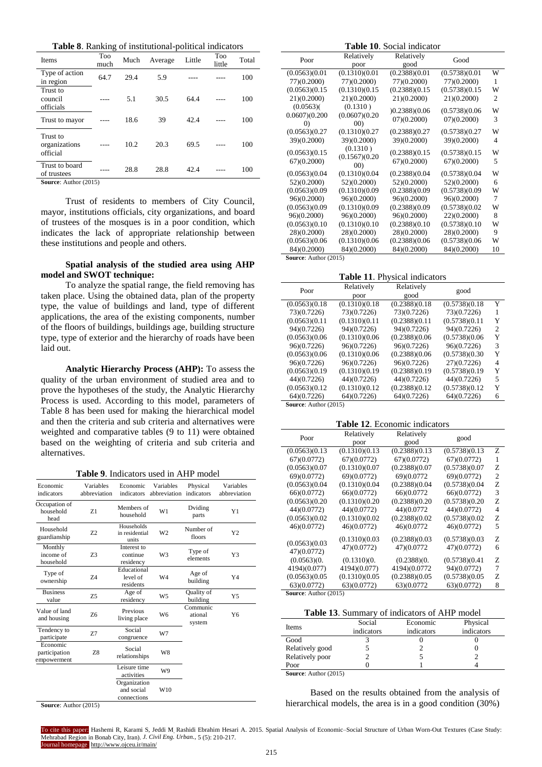**Table 8**. Ranking of institutional-political indicators

| Items | Too much | Much | Average | Little | Too little | Total |
|---|---|---|---|---|---|---|
| Type of action in region | 64.7 | 29.4 | 5.9 | ---- | ---- | 100 |
| Trust to council officials | ---- | 5.1 | 30.5 | 64.4 | ---- | 100 |
| Trust to mayor | ---- | 18.6 | 39 | 42.4 | ---- | 100 |
| Trust to organizations official | ---- | 10.2 | 20.3 | 69.5 | ---- | 100 |
| Trust to board of trustees | ---- | 28.8 | 28.8 | 42.4 | ---- | 100 |

**Source**: Author (2015)

Trust of residents to members of City Council, mayor, institutions officials, city organizations, and board of trustees of the mosques is in a poor condition, which indicates the lack of appropriate relationship between these institutions and people and others.

**Spatial analysis of the studied area using AHP model and SWOT technique:**

To analyze the spatial range, the field removing has taken place. Using the obtained data, plan of the property type, the value of buildings and land, type of different applications, the area of the existing components, number of the floors of buildings, buildings age, building structure type, type of exterior and the hierarchy of roads have been laid out.

**Analytic Hierarchy Process (AHP):** To assess the quality of the urban environment of studied area and to prove the hypotheses of the study, the Analytic Hierarchy Process is used. According to this model, parameters of Table 8 has been used for making the hierarchical model and then the criteria and sub criteria and alternatives were weighted and comparative tables (9 to 11) were obtained based on the weighting of criteria and sub criteria and alternatives.

**Table 9**. Indicators used in AHP model

| Economic indicators | Variables abbreviation | Economic indicators | Variables abbreviation | Physical indicators | Variables abbreviation |
|---|---|---|---|---|---|
| Occupation of household head | Z1 | Members of household | W1 | Dviding parts | Y1 |
| Household guardianship | Z2 | Households in residential units | W2 | Number of floors | Y2 |
| Monthly income of household | Z3 | Interest to continue residency | W3 | Type of elements | Y3 |
| Type of ownership | Z4 | Educational level of residents | W4 | Age of building | Y4 |
| Business value | Z5 | Age of residency | W5 | Quality of building | Y5 |
| Value of land and housing | Z6 | Previous living place | W6 | Communicational system | Y6 |
| Tendency to participate | Z7 | Social congruence | W7 | | |
| Economic participation empowerment | Z8 | Social relationships | W8 | | |
| | | Leisure time activities | W9 | | |
| | | Organization and social connections | W10 | | |

**Source**: Author (2015)

**Table 10**. Social indicator

| Poor | Relatively poor | Relatively good | Good | |
|---|---|---|---|---|
| (0.0563)(0.0177)(0.2000) | (0.1310)(0.0177)(0.2000) | (0.2388)(0.0177)(0.2000) | (0.5738)(0.0177)(0.2000) | W1 |
| (0.0563)(0.1521)(0.2000) | (0.1310)(0.1521)(0.2000) | (0.2388)(0.1521)(0.2000) | (0.5738)(0.1521)(0.2000) | W2 |
| (0.0563)(0.0607)(0.2000) | (0.1310)(0.0607)(0.2000) | )0.2388)(0.0607)(0.2000) | (0.5738)(0.0607)(0.2000) | W3 |
| (0.0563)(0.2739)(0.2000) | (0.1310)(0.2739)(0.2000) | (0.2388)(0.2739)(0.2000) | (0.5738)(0.2739)(0.2000) | W4 |
| (0.0563)(0.1567)(0.2000) | (0.1310)(0.1567)(0.2000) | (0.2388)(0.1567)(0.2000) | (0.5738)(0.1567)(0.2000) | W5 |
| (0.0563)(0.0452)(0.2000) | (0.1310)(0.0452)(0.2000) | (0.2388)(0.0452)(0.2000) | (0.5738)(0.0452)(0.2000) | W6 |
| (0.0563)(0.0996)(0.2000) | (0.1310)(0.0996)(0.2000) | (0.2388)(0.0996)(0.2000) | (0.5738)(0.0996)(0.2000) | W7 |
| (0.0563)(0.0996)(0.2000) | (0.1310)(0.0996)(0.2000) | (0.2388)(0.0996)(0.2000) | (0.5738)(0.0222)(0.2000) | W8 |
| (0.0563)(0.1028)(0.2000) | (0.1310)(0.1028)(0.2000) | (0.2388)(0.1028)(0.2000) | (0.5738)(0.1028)(0.2000) | W9 |
| (0.0563)(0.0684)(0.2000) | (0.1310)(0.0684)(0.2000) | (0.2388)(0.0684)(0.2000) | (0.5738)(0.0684)(0.2000) | W10 |

**Source**: Author (2015)

**Table 11**. Physical indicators

| Poor | Relatively poor | Relatively good | good | |
|---|---|---|---|---|
| (0.0563)(0.1873)(0.7226) | (0.1310)(0.1873)(0.7226) | (0.2388)(0.1873)(0.7226) | (0.5738)(0.1873)(0.7226) | Y1 |
| (0.0563)(0.1194)(0.7226) | (0.1310)(0.1194)(0.7226) | (0.2388)(0.1194)(0.7226) | (0.5738)(0.1194)(0.7226) | Y2 |
| (0.0563)(0.0696)(0.7226) | (0.1310)(0.0696)(0.7226) | (0.2388)(0.0696)(0.7226) | (0.5738)(0.0696)(0.7226) | Y3 |
| (0.0563)(0.0696)(0.7226) | (0.1310)(0.0696)(0.7226) | (0.2388)(0.0696)(0.7226) | (0.5738)(0.3027)(0.7226) | Y4 |
| (0.0563)(0.1944)(0.7226) | (0.1310)(0.1944)(0.7226) | (0.2388)(0.1944)(0.7226) | (0.5738)(0.1944)(0.7226) | Y5 |
| (0.0563)(0.1264)(0.7226) | (0.1310)(0.1264)(0.7226) | (0.2388)(0.1264)(0.7226) | (0.5738)(0.1264)(0.7226) | Y6 |

**Source**: Author (2015)

**Table 12**. Economic indicators

| Poor | Relatively poor | Relatively good | good | |
|---|---|---|---|---|
| (0.0563)(0.1367)(0.0772) | (0.1310)(0.1367)(0.0772) | (0.2388)(0.1367)(0.0772) | (0.5738)(0.1367)(0.0772) | Z1 |
| (0.0563)(0.0769)(0.0772) | (0.1310)(0.0769)(0.0772) | (0.2388)(0.0769)(0.0772) | (0.5738)(0.0769)(0.0772) | Z2 |
| (0.0563)(0.0466)(0.0772) | (0.1310)(0.0466)(0.0772) | (0.2388)(0.0466)(0.0772 | (0.5738)(0.0466)(0.0772) | Z3 |
| (0.0563)(0.2044)(0.0772) | (0.1310)(0.2044)(0.0772) | (0.2388)(0.2044)(0.0772 | (0.5738)(0.2044)(0.0772) | Z4 |
| (0.0563)(0.0246)(0.0772) | (0.1310)(0.0246)(0.0772) | (0.2388)(0.0246)(0.0772 | (0.5738)(0.0246)(0.0772) | Z5 |
| (0.0563)(0.0347)(0.0772) | (0.1310)(0.0347)(0.0772) | (0.2388)(0.0347)(0.0772) | (0.5738)(0.0347)(0.0772) | Z6 |
| (0.0563)(0.4194)(0.077) | (0.1310)(0.4194)(0.077) | (0.2388)(0.4194)(0.0772 | (0.5738)(0.4194)(0.0772) | Z7 |
| (0.0563)(0.0563)(0.0772) | (0.1310)(0.0563)(0.0772) | (0.2388)(0.0563)(0.0772 | (0.5738)(0.0563)(0.0772) | Z8 |

**Source**: Author (2015)

**Table 13**. Summary of indicators of AHP model

| Items | Social indicators | Economic indicators | Physical indicators |
|---|---|---|---|
| Good | 3 | 0 | 0 |
| Relatively good | 5 | 2 | 0 |
| Relatively poor | 2 | 5 | 2 |
| Poor | 0 | 1 | 4 |

**Source**: Author (2015)

Based on the results obtained from the analysis of hierarchical models, the area is in a good condition (30%)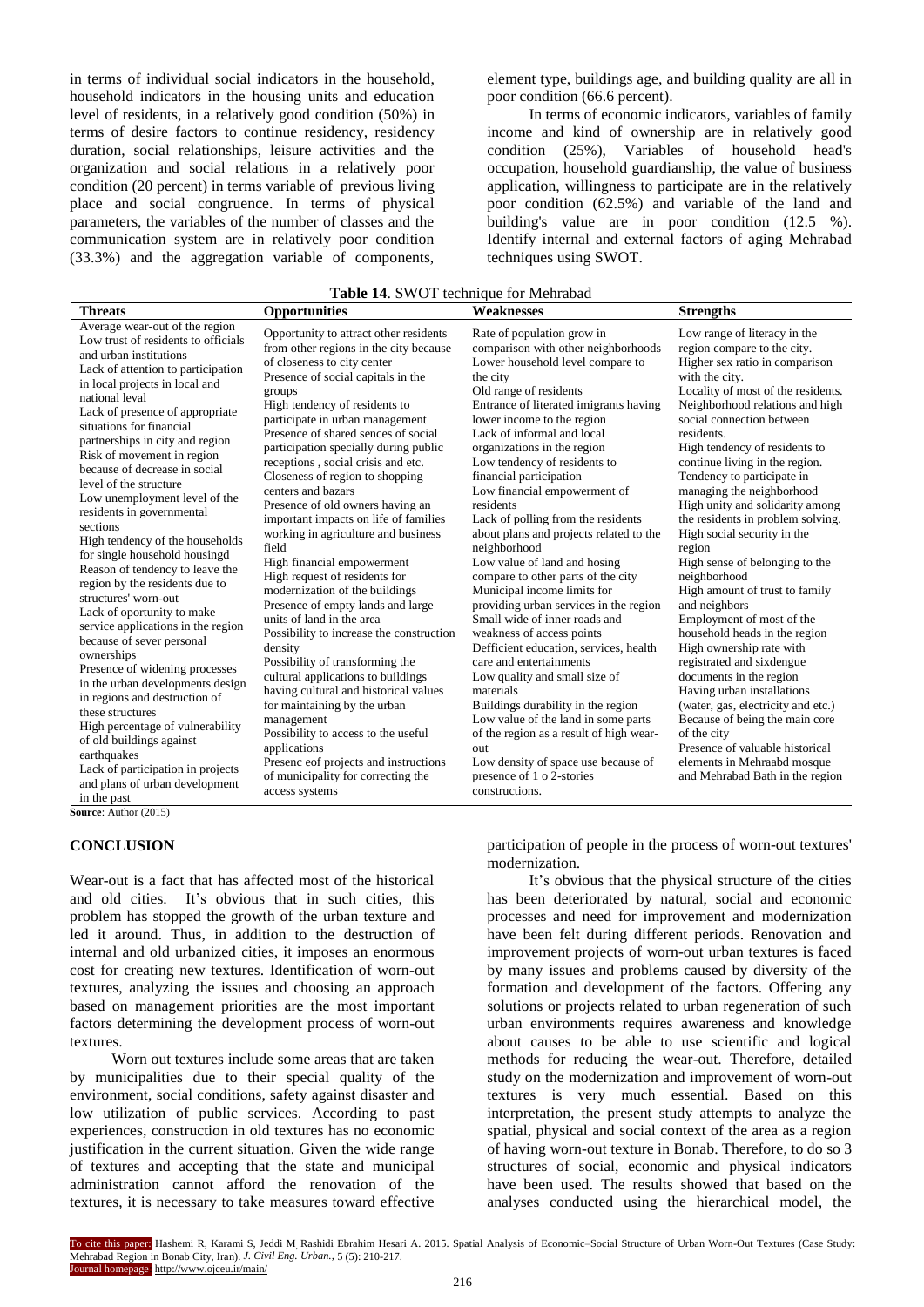in terms of individual social indicators in the household, household indicators in the housing units and education level of residents, in a relatively good condition (50%) in terms of desire factors to continue residency, residency duration, social relationships, leisure activities and the organization and social relations in a relatively poor condition (20 percent) in terms variable of previous living place and social congruence. In terms of physical parameters, the variables of the number of classes and the communication system are in relatively poor condition (33.3%) and the aggregation variable of components, element type, buildings age, and building quality are all in poor condition (66.6 percent).

In terms of economic indicators, variables of family income and kind of ownership are in relatively good condition (25%), Variables of household head's occupation, household guardianship, the value of business application, willingness to participate are in the relatively poor condition (62.5%) and variable of the land and building's value are in poor condition (12.5 %). Identify internal and external factors of aging Mehrabad techniques using SWOT.

**Table 14**. SWOT technique for Mehrabad

| Threats | Opportunities | Weaknesses | Strengths |
|---|---|---|---|
| Average wear-out of the region<br>Low trust of residents to officials and urban institutions<br>Lack of attention to participation in local projects in local and national leval<br>Lack of presence of appropriate situations for financial partnerships in city and region<br>Risk of movement in region because of decrease in social level of the structure<br>Low unemployment level of the residents in governmental sections<br>High tendency of the households for single household housingd<br>Reason of tendency to leave the region by the residents due to structures' worn-out<br>Lack of oportunity to make service applications in the region because of sever personal ownerships<br>Presence of widening processes in the urban developments design in regions and destruction of these structures<br>High percentage of vulnerability of old buildings against earthquakes<br>Lack of participation in projects and plans of urban development in the past | Opportunity to attract other residents from other regions in the city because of closeness to city center<br>Presence of social capitals in the groups<br>High tendency of residents to participate in urban management<br>Presence of shared sences of social participation specially during public receptions , social crisis and etc.<br>Closeness of region to shopping centers and bazars<br>Presence of old owners having an important impacts on life of families working in agriculture and business field<br>High financial empowerment<br>High request of residents for modernization of the buildings<br>Presence of empty lands and large units of land in the area<br>Possibility to increase the construction density<br>Possibility of transforming the cultural applications to buildings having cultural and historical values for maintaining by the urban management<br>Possibility to access to the useful applications<br>Presenc eof projects and instructions of municipality for correcting the access systems | Rate of population grow in comparison with other neighborhoods<br>Lower household level compare to the city<br>Old range of residents<br>Entrance of literated imigrants having lower income to the region<br>Lack of informal and local organizations in the region<br>Low tendency of residents to financial participation<br>Low financial empowerment of residents<br>Lack of polling from the residents about plans and projects related to the neighborhood<br>Low value of land and hosing compare to other parts of the city<br>Municipal income limits for providing urban services in the region<br>Small wide of inner roads and weakness of access points<br>Defficient education, services, health care and entertainments<br>Low quality and small size of materials<br>Buildings durability in the region<br>Low value of the land in some parts of the region as a result of high wear-out<br>Low density of space use because of presence of 1 o 2-stories constructions. | Low range of literacy in the region compare to the city.<br>Higher sex ratio in comparison with the city.<br>Locality of most of the residents.<br>Neighborhood relations and high social connection between residents.<br>High tendency of residents to continue living in the region.<br>Tendency to participate in managing the neighborhood<br>High unity and solidarity among the residents in problem solving.<br>High social security in the region<br>High sense of belonging to the neighborhood<br>High amount of trust to family and neighbors<br>Employment of most of the household heads in the region<br>High ownership rate with registrated and sixdengue documents in the region<br>Having urban installations (water, gas, electricity and etc.) Because of being the main core of the city<br>Presence of valuable historical elements in Mehraabd mosque and Mehrabad Bath in the region |

**Source**: Author (2015)

## CONCLUSION

Wear-out is a fact that has affected most of the historical and old cities. It's obvious that in such cities, this problem has stopped the growth of the urban texture and led it around. Thus, in addition to the destruction of internal and old urbanized cities, it imposes an enormous cost for creating new textures. Identification of worn-out textures, analyzing the issues and choosing an approach based on management priorities are the most important factors determining the development process of worn-out textures.

Worn out textures include some areas that are taken by municipalities due to their special quality of the environment, social conditions, safety against disaster and low utilization of public services. According to past experiences, construction in old textures has no economic justification in the current situation. Given the wide range of textures and accepting that the state and municipal administration cannot afford the renovation of the textures, it is necessary to take measures toward effective participation of people in the process of worn-out textures' modernization.

It's obvious that the physical structure of the cities has been deteriorated by natural, social and economic processes and need for improvement and modernization have been felt during different periods. Renovation and improvement projects of worn-out urban textures is faced by many issues and problems caused by diversity of the formation and development of the factors. Offering any solutions or projects related to urban regeneration of such urban environments requires awareness and knowledge about causes to be able to use scientific and logical methods for reducing the wear-out. Therefore, detailed study on the modernization and improvement of worn-out textures is very much essential. Based on this interpretation, the present study attempts to analyze the spatial, physical and social context of the area as a region of having worn-out texture in Bonab. Therefore, to do so 3 structures of social, economic and physical indicators have been used. The results showed that based on the analyses conducted using the hierarchical model, the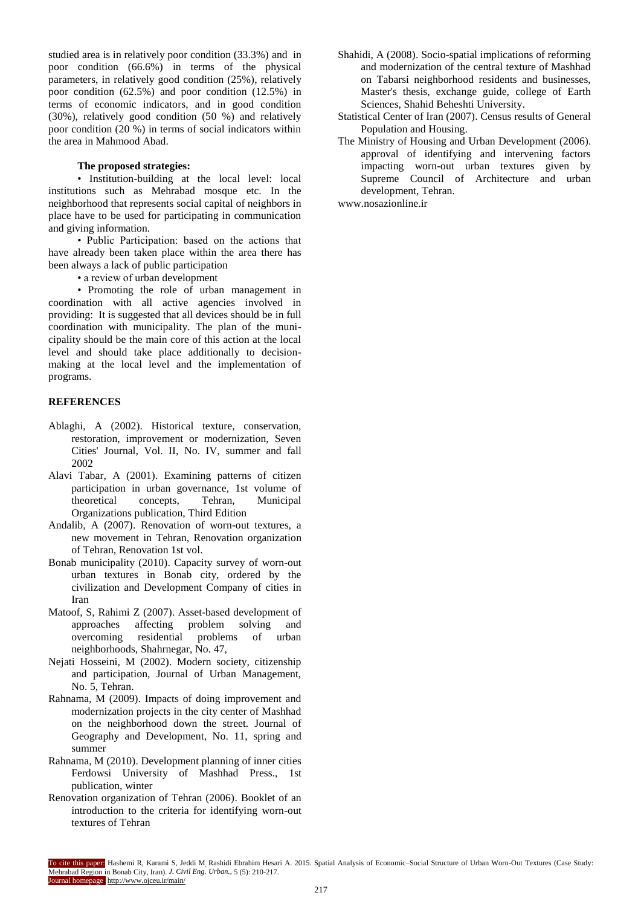studied area is in relatively poor condition (33.3%) and in poor condition (66.6%) in terms of the physical parameters, in relatively good condition (25%), relatively poor condition (62.5%) and poor condition (12.5%) in terms of economic indicators, and in good condition (30%), relatively good condition (50 %) and relatively poor condition (20 %) in terms of social indicators within the area in Mahmood Abad.

**The proposed strategies:**

• Institution-building at the local level: local institutions such as Mehrabad mosque etc. In the neighborhood that represents social capital of neighbors in place have to be used for participating in communication and giving information.

• Public Participation: based on the actions that have already been taken place within the area there has been always a lack of public participation

• a review of urban development

• Promoting the role of urban management in coordination with all active agencies involved in providing: It is suggested that all devices should be in full coordination with municipality. The plan of the municipality should be the main core of this action at the local level and should take place additionally to decision-making at the local level and the implementation of programs.

## REFERENCES

Ablaghi, A (2002). Historical texture, conservation, restoration, improvement or modernization, Seven Cities' Journal, Vol. II, No. IV, summer and fall 2002

Alavi Tabar, A (2001). Examining patterns of citizen participation in urban governance, 1st volume of theoretical concepts, Tehran, Municipal Organizations publication, Third Edition

Andalib, A (2007). Renovation of worn-out textures, a new movement in Tehran, Renovation organization of Tehran, Renovation 1st vol.

Bonab municipality (2010). Capacity survey of worn-out urban textures in Bonab city, ordered by the civilization and Development Company of cities in Iran

Matoof, S, Rahimi Z (2007). Asset-based development of approaches affecting problem solving and overcoming residential problems of urban neighborhoods, Shahrnegar, No. 47,

Nejati Hosseini, M (2002). Modern society, citizenship and participation, Journal of Urban Management, No. 5, Tehran.

Rahnama, M (2009). Impacts of doing improvement and modernization projects in the city center of Mashhad on the neighborhood down the street. Journal of Geography and Development, No. 11, spring and summer

Rahnama, M (2010). Development planning of inner cities Ferdowsi University of Mashhad Press., 1st publication, winter

Renovation organization of Tehran (2006). Booklet of an introduction to the criteria for identifying worn-out textures of Tehran

Shahidi, A (2008). Socio-spatial implications of reforming and modernization of the central texture of Mashhad on Tabarsi neighborhood residents and businesses, Master's thesis, exchange guide, college of Earth Sciences, Shahid Beheshti University.

Statistical Center of Iran (2007). Census results of General Population and Housing.

The Ministry of Housing and Urban Development (2006). approval of identifying and intervening factors impacting worn-out urban textures given by Supreme Council of Architecture and urban development, Tehran.

www.nosazionline.ir